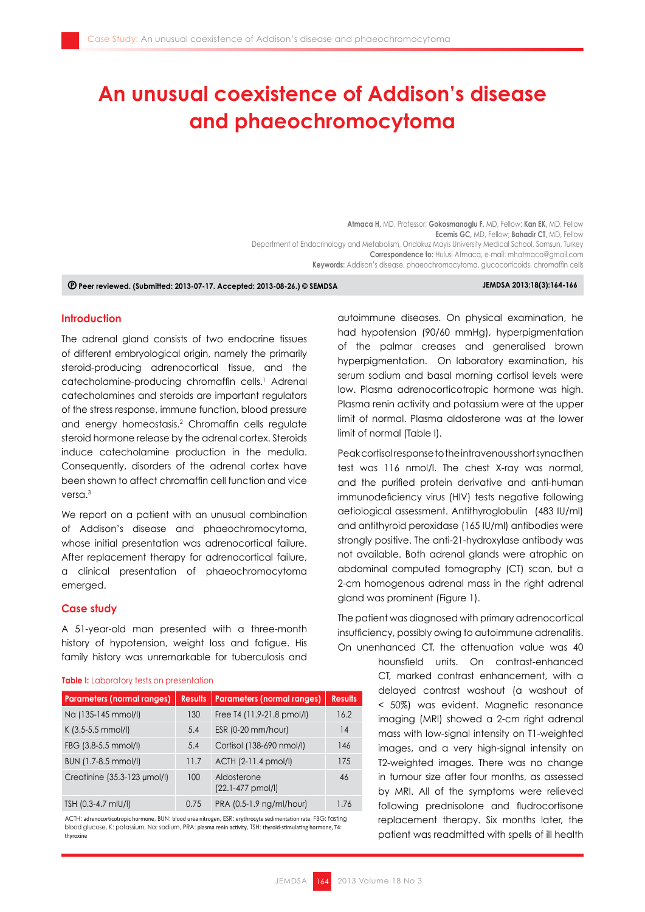# An unusual coexistence of Addison's disease and phaeochromocytoma

**Atmaca H**, MD, Professor; **Gokosmanoglu F**, MD, Fellow; **Kan EK**, MD, Fellow
**Ecemis GC**, MD, Fellow; **Bahadir CT**, MD, Fellow
Department of Endocrinology and Metabolism, Ondokuz Mayis University Medical School, Samsun, Turkey
**Correspondence to:** Hulusi Atmaca, e-mail: mhatmaca@gmail.com
**Keywords:** Addison's disease, phaeochromocytoma, glucocorticoids, chromaffin cells

**Ⓟ Peer reviewed. (Submitted: 2013-07-17. Accepted: 2013-08-26.) © SEMDSA**

## Introduction

The adrenal gland consists of two endocrine tissues of different embryological origin, namely the primarily steroid-producing adrenocortical tissue, and the catecholamine-producing chromaffin cells.[1] Adrenal catecholamines and steroids are important regulators of the stress response, immune function, blood pressure and energy homeostasis.[2] Chromaffin cells regulate steroid hormone release by the adrenal cortex. Steroids induce catecholamine production in the medulla. Consequently, disorders of the adrenal cortex have been shown to affect chromaffin cell function and vice versa.[3]

We report on a patient with an unusual combination of Addison's disease and phaeochromocytoma, whose initial presentation was adrenocortical failure. After replacement therapy for adrenocortical failure, a clinical presentation of phaeochromocytoma emerged.

## Case study

A 51-year-old man presented with a three-month history of hypotension, weight loss and fatigue. His family history was unremarkable for tuberculosis and autoimmune diseases. On physical examination, he had hypotension (90/60 mmHg), hyperpigmentation of the palmar creases and generalised brown hyperpigmentation. On laboratory examination, his serum sodium and basal morning cortisol levels were low. Plasma adrenocorticotropic hormone was high. Plasma renin activity and potassium were at the upper limit of normal. Plasma aldosterone was at the lower limit of normal (Table I).

**Table I:** Laboratory tests on presentation

| Parameters (normal ranges) | Results | Parameters (normal ranges) | Results |
|---|---|---|---|
| Na (135-145 mmol/l) | 130 | Free T4 (11.9-21.8 pmol/l) | 16.2 |
| K (3.5-5.5 mmol/l) | 5.4 | ESR (0-20 mm/hour) | 14 |
| FBG (3.8-5.5 mmol/l) | 5.4 | Cortisol (138-690 nmol/l) | 146 |
| BUN (1.7-8.5 mmol/l) | 11.7 | ACTH (2-11.4 pmol/l) | 175 |
| Creatinine (35.3-123 µmol/l) | 100 | Aldosterone (22.1-477 pmol/l) | 46 |
| TSH (0.3-4.7 mIU/l) | 0.75 | PRA (0.5-1.9 ng/ml/hour) | 1.76 |

ACTH: adrenocorticotropic hormone, BUN: blood urea nitrogen, ESR: erythrocyte sedimentation rate, FBG: fasting blood glucose, K: potassium, Na: sodium, PRA: plasma renin activity, TSH: thyroid-stimulating hormone, T4: thyroxine

Peak cortisol response to the intravenous short synacthen test was 116 nmol/l. The chest X-ray was normal, and the purified protein derivative and anti-human immunodeficiency virus (HIV) tests were negative following aetiological assessment. Antithyroglobulin (483 IU/ml) and antithyroid peroxidase (165 IU/ml) antibodies were strongly positive. The anti-21-hydroxylase antibody was not available. Both adrenal glands were atrophic on abdominal computed tomography (CT) scan, but a 2-cm homogenous adrenal mass in the right adrenal gland was prominent (Figure 1).

The patient was diagnosed with primary adrenocortical insufficiency, possibly owing to autoimmune adrenalitis. On unenhanced CT, the attenuation value was 40 hounsfield units. On contrast-enhanced CT, marked contrast enhancement, with a delayed contrast washout (a washout of < 50%) was evident. Magnetic resonance imaging (MRI) showed a 2-cm right adrenal mass with low-signal intensity on T1-weighted images, and a very high-signal intensity on T2-weighted images. There was no change in tumour size after four months, as assessed by MRI. All of the symptoms were relieved following prednisolone and fludrocortisone replacement therapy. Six months later, the patient was readmitted with spells of ill health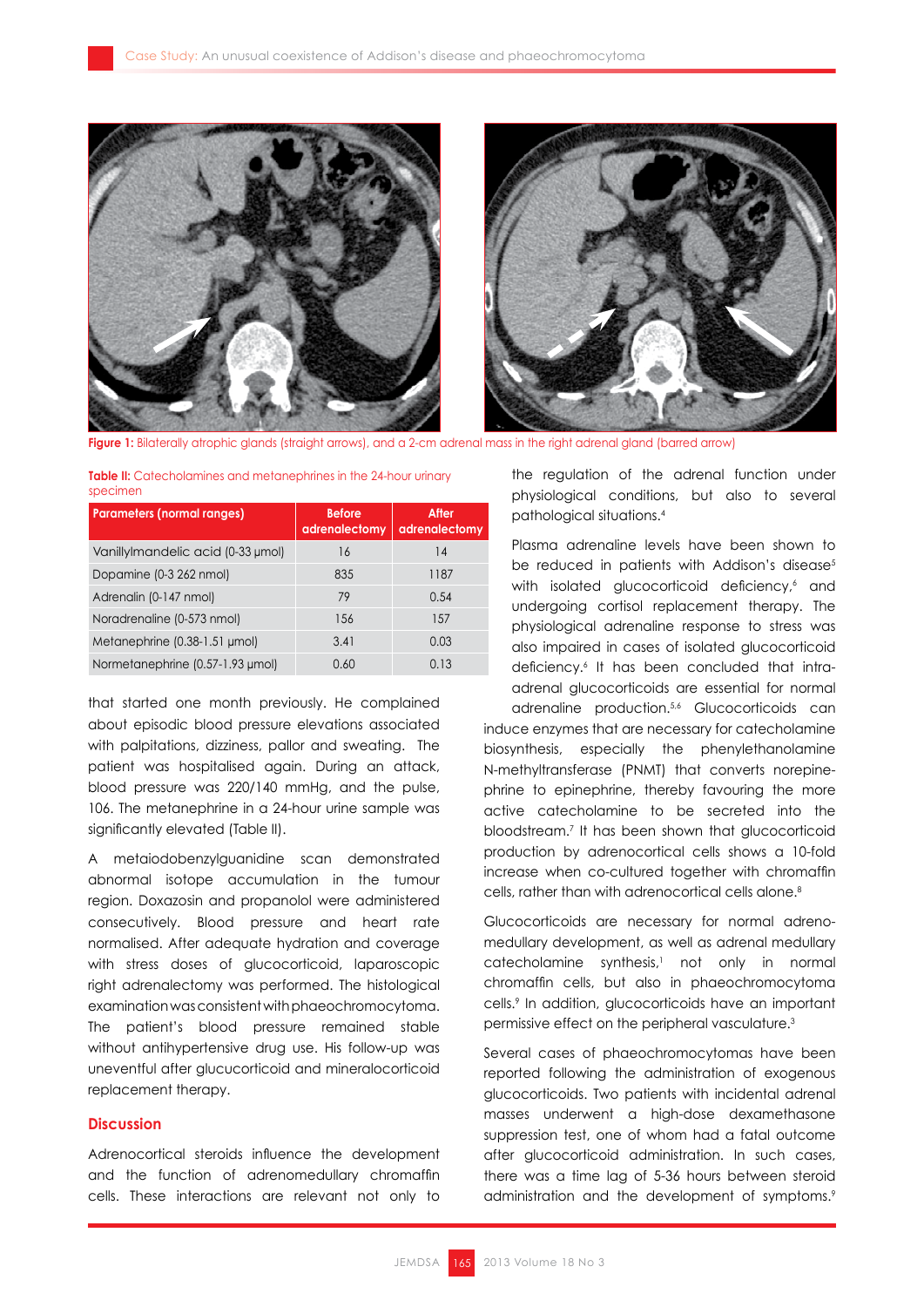Figure 1: Bilaterally atrophic glands (straight arrows), and a 2-cm adrenal mass in the right adrenal gland (barred arrow)

Table II: Catecholamines and metanephrines in the 24-hour urinary specimen

| Parameters (normal ranges) | Before adrenalectomy | After adrenalectomy |
|---|---|---|
| Vanillylmandelic acid (0-33 μmol) | 16 | 14 |
| Dopamine (0-3 262 nmol) | 835 | 1187 |
| Adrenalin (0-147 nmol) | 79 | 0.54 |
| Noradrenaline (0-573 nmol) | 156 | 157 |
| Metanephrine (0.38-1.51 μmol) | 3.41 | 0.03 |
| Normetanephrine (0.57-1.93 μmol) | 0.60 | 0.13 |

that started one month previously. He complained about episodic blood pressure elevations associated with palpitations, dizziness, pallor and sweating. The patient was hospitalised again. During an attack, blood pressure was 220/140 mmHg, and the pulse, 106. The metanephrine in a 24-hour urine sample was significantly elevated (Table II).

A metaiodobenzylguanidine scan demonstrated abnormal isotope accumulation in the tumour region. Doxazosin and propanolol were administered consecutively. Blood pressure and heart rate normalised. After adequate hydration and coverage with stress doses of glucocorticoid, laparoscopic right adrenalectomy was performed. The histological examination was consistent with phaeochromocytoma. The patient's blood pressure remained stable without antihypertensive drug use. His follow-up was uneventful after glucucorticoid and mineralocorticoid replacement therapy.

## Discussion

Adrenocortical steroids influence the development and the function of adrenomedullary chromaffin cells. These interactions are relevant not only to the regulation of the adrenal function under physiological conditions, but also to several pathological situations.[4]

Plasma adrenaline levels have been shown to be reduced in patients with Addison's disease[5] with isolated glucocorticoid deficiency,[6] and undergoing cortisol replacement therapy. The physiological adrenaline response to stress was also impaired in cases of isolated glucocorticoid deficiency.[6] It has been concluded that intra-adrenal glucocorticoids are essential for normal adrenaline production.[5,6] Glucocorticoids can induce enzymes that are necessary for catecholamine biosynthesis, especially the phenylethanolamine N-methyltransferase (PNMT) that converts norepinephrine to epinephrine, thereby favouring the more active catecholamine to be secreted into the bloodstream.[7] It has been shown that glucocorticoid production by adrenocortical cells shows a 10-fold increase when co-cultured together with chromaffin cells, rather than with adrenocortical cells alone.[8]

Glucocorticoids are necessary for normal adreno-medullary development, as well as adrenal medullary catecholamine synthesis,[1] not only in normal chromaffin cells, but also in phaeochromocytoma cells.[9] In addition, glucocorticoids have an important permissive effect on the peripheral vasculature.[3]

Several cases of phaeochromocytomas have been reported following the administration of exogenous glucocorticoids. Two patients with incidental adrenal masses underwent a high-dose dexamethasone suppression test, one of whom had a fatal outcome after glucocorticoid administration. In such cases, there was a time lag of 5-36 hours between steroid administration and the development of symptoms.[9]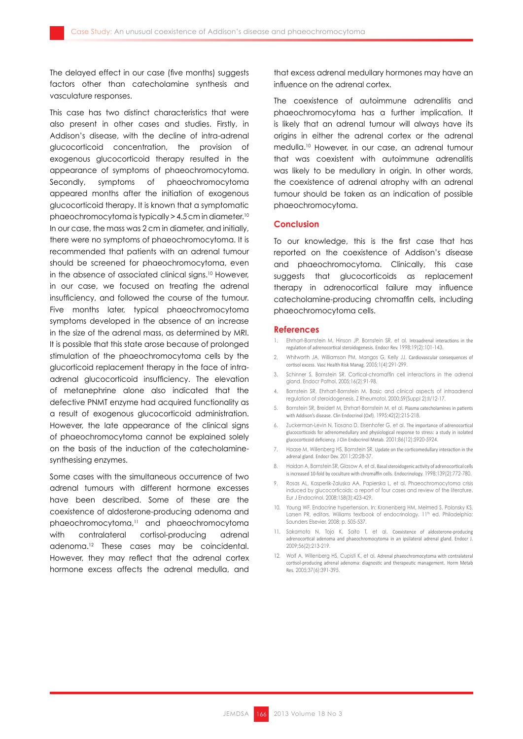The delayed effect in our case (five months) suggests factors other than catecholamine synthesis and vasculature responses.

This case has two distinct characteristics that were also present in other cases and studies. Firstly, in Addison's disease, with the decline of intra-adrenal glucocorticoid concentration, the provision of exogenous glucocorticoid therapy resulted in the appearance of symptoms of phaeochromocytoma. Secondly, symptoms of phaeochromocytoma appeared months after the initiation of exogenous glucocorticoid therapy. It is known that a symptomatic phaeochromocytoma is typically > 4.5 cm in diameter.[10] In our case, the mass was 2 cm in diameter, and initially, there were no symptoms of phaeochromocytoma. It is recommended that patients with an adrenal tumour should be screened for phaeochromocytoma, even in the absence of associated clinical signs.[10] However, in our case, we focused on treating the adrenal insufficiency, and followed the course of the tumour. Five months later, typical phaeochromocytoma symptoms developed in the absence of an increase in the size of the adrenal mass, as determined by MRI. It is possible that this state arose because of prolonged stimulation of the phaeochromocytoma cells by the glucorticoid replacement therapy in the face of intra-adrenal glucocorticoid insufficiency. The elevation of metanephrine alone also indicated that the defective PNMT enzyme had acquired functionality as a result of exogenous glucocorticoid administration. However, the late appearance of the clinical signs of phaeochromocytoma cannot be explained solely on the basis of the induction of the catecholamine-synthesising enzymes.

Some cases with the simultaneous occurrence of two adrenal tumours with different hormone excesses have been described. Some of these are the coexistence of aldosterone-producing adenoma and phaeochromocytoma,[11] and phaeochromocytoma with contralateral cortisol-producing adrenal adenoma.[12] These cases may be coincidental. However, they may reflect that the adrenal cortex hormone excess affects the adrenal medulla, and that excess adrenal medullary hormones may have an influence on the adrenal cortex.

The coexistence of autoimmune adrenalitis and phaeochromocytoma has a further implication. It is likely that an adrenal tumour will always have its origins in either the adrenal cortex or the adrenal medulla.[10] However, in our case, an adrenal tumour that was coexistent with autoimmune adrenalitis was likely to be medullary in origin. In other words, the coexistence of adrenal atrophy with an adrenal tumour should be taken as an indication of possible phaeochromocytoma.

## Conclusion

To our knowledge, this is the first case that has reported on the coexistence of Addison's disease and phaeochromocytoma. Clinically, this case suggests that glucocorticoids as replacement therapy in adrenocortical failure may influence catecholamine-producing chromaffin cells, including phaeochromocytoma cells.

## References

1. Ehrhart-Bornstein M, Hinson JP, Bornstein SR, et al. Intraadrenal interactions in the regulation of adrenocortical steroidogenesis. Endocr Rev. 1998;19(2):101-143.
2. Whitworth JA, Williamson PM, Mangos G, Kelly JJ. Cardiovascular consequences of cortisol excess. Vasc Health Risk Manag. 2005;1(4):291-299.
3. Schinner S, Bornstein SR. Cortical-chromaffin cell interactions in the adrenal gland. Endocr Pathol. 2005;16(2):91-98.
4. Bornstein SR, Ehrhart-Bornstein M. Basic and clinical aspects of intraadrenal regulation of steroidogenesis. Z Rheumatol. 2000;59(Suppl 2):II/12-17.
5. Bornstein SR, Breidert M, Ehrhart-Bornstein M, et al. Plasma catecholamines in patients with Addison's disease. Clin Endocrinol (Oxf). 1995;42(2):215-218.
6. Zuckerman-Levin N, Tiosano D, Eisenhofer G, et al. The importance of adrenocortical glucocorticoids for adrenomedullary and physiological response to stress: a study in isolated glucocorticoid deficiency. J Clin Endocrinol Metab. 2001;86(12):5920-5924.
7. Haase M, Willenberg HS, Bornstein SR. Update on the corticomedullary interaction in the adrenal gland. Endocr Dev. 2011;20:28-37.
8. Haidan A, Bornstein SR, Glasow A, et al. Basal steroidogenic activity of adrenocortical cells is increased 10-fold by coculture with chromaffin cells. Endocrinology. 1998;139(2):772-780.
9. Rosas AL, Kasperlik-Zaluska AA, Papierska L, et al. Phaeochromocytoma crisis induced by glucocorticoids: a report of four cases and review of the literature. Eur J Endocrinol. 2008;158(3):423-429.
10. Young WF. Endocrine hypertension. In: Kronenberg HM, Melmed S, Polonsky KS, Larsen PR, editors. Williams textbook of endocrinology. 11th ed. Philadelphia: Saunders Elsevier, 2008; p. 505-537.
11. Sakamoto N, Tojo K, Saito T, et al. Coexistence of aldosterone-producing adrenocortical adenoma and phaeochromocytoma in an ipsilateral adrenal gland. Endocr J. 2009;56(2):213-219.
12. Wolf A, Willenberg HS, Cupisti K, et al. Adrenal phaeochromocytoma with contralateral cortisol-producing adrenal adenoma: diagnostic and therapeutic management. Horm Metab Res. 2005;37(6):391-395.